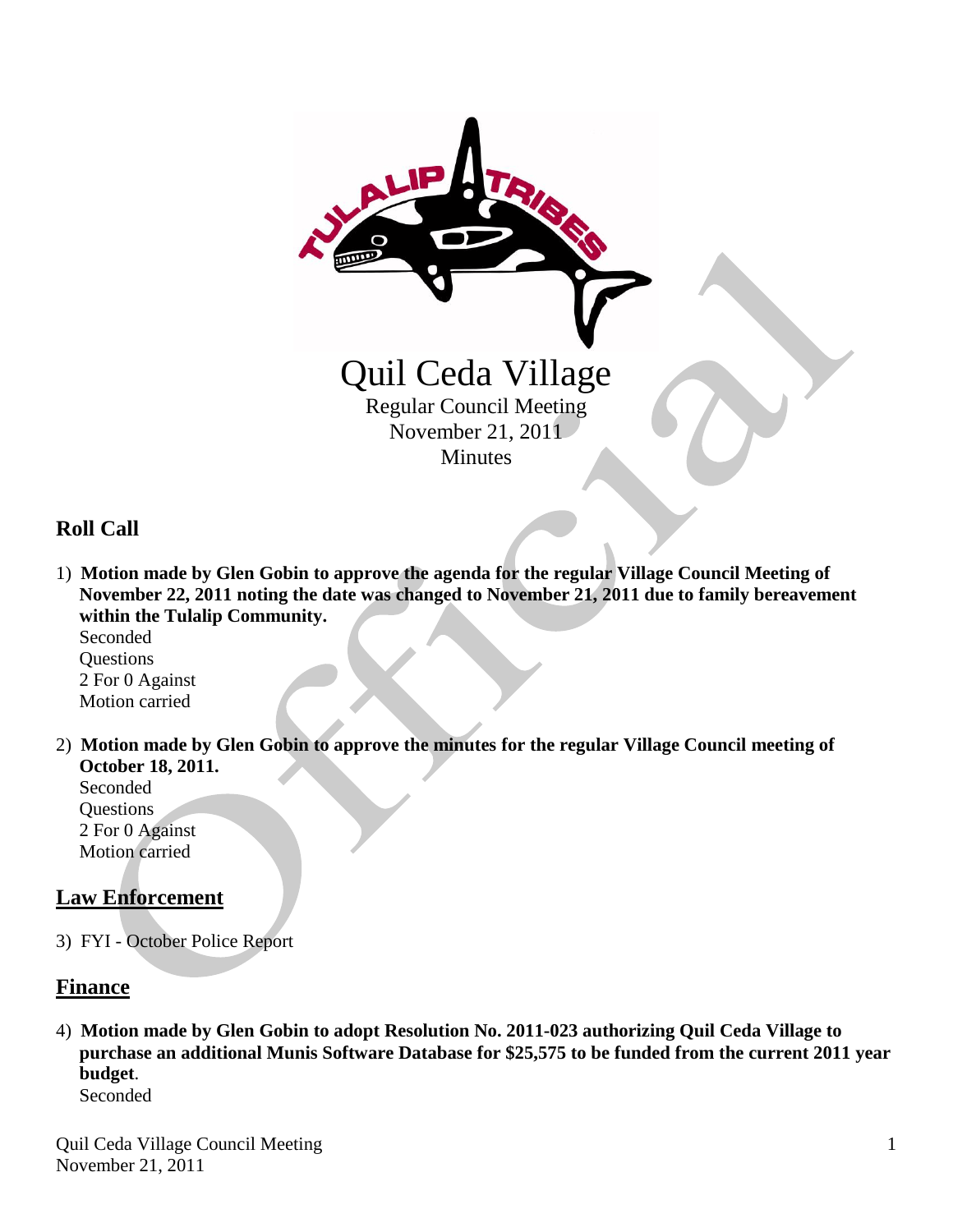# Quil Ceda Village

Regular Council Meeting
November 21, 2011
Minutes

## Roll Call

1) **Motion made by Glen Gobin to approve the agenda for the regular Village Council Meeting of November 22, 2011 noting the date was changed to November 21, 2011 due to family bereavement within the Tulalip Community.**
   Seconded
   Questions
   2 For 0 Against
   Motion carried

2) **Motion made by Glen Gobin to approve the minutes for the regular Village Council meeting of October 18, 2011.**
   Seconded
   Questions
   2 For 0 Against
   Motion carried

## Law Enforcement

3) FYI - October Police Report

## Finance

4) **Motion made by Glen Gobin to adopt Resolution No. 2011-023 authorizing Quil Ceda Village to purchase an additional Munis Software Database for $25,575 to be funded from the current 2011 year budget**.
   Seconded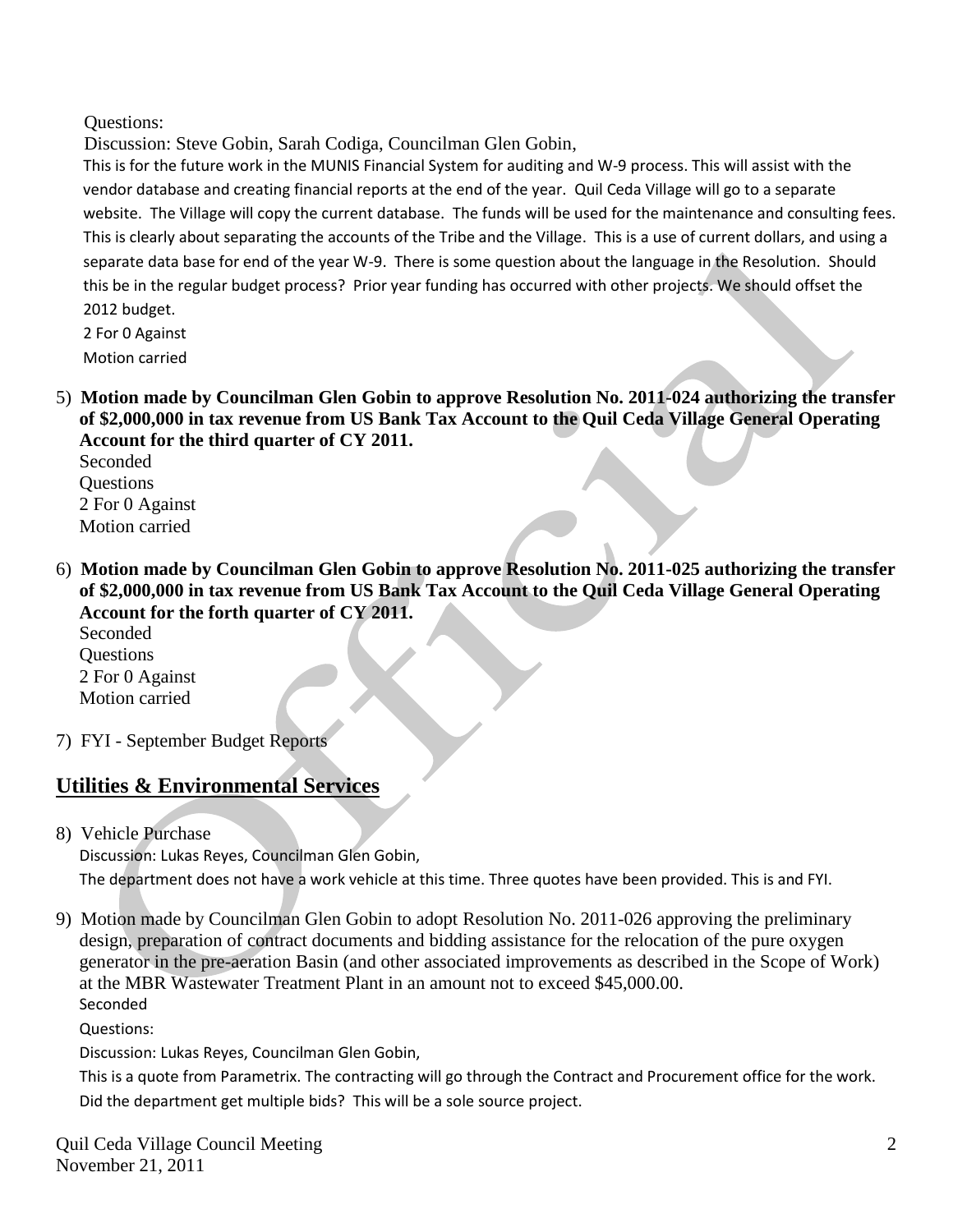Questions:

Discussion: Steve Gobin, Sarah Codiga, Councilman Glen Gobin,

This is for the future work in the MUNIS Financial System for auditing and W-9 process. This will assist with the vendor database and creating financial reports at the end of the year. Quil Ceda Village will go to a separate website. The Village will copy the current database. The funds will be used for the maintenance and consulting fees. This is clearly about separating the accounts of the Tribe and the Village. This is a use of current dollars, and using a separate data base for end of the year W-9. There is some question about the language in the Resolution. Should this be in the regular budget process? Prior year funding has occurred with other projects. We should offset the 2012 budget.

2 For 0 Against

Motion carried

5) **Motion made by Councilman Glen Gobin to approve Resolution No. 2011-024 authorizing the transfer of $2,000,000 in tax revenue from US Bank Tax Account to the Quil Ceda Village General Operating Account for the third quarter of CY 2011.**

   Seconded

   Questions

   2 For 0 Against

   Motion carried

6) **Motion made by Councilman Glen Gobin to approve Resolution No. 2011-025 authorizing the transfer of $2,000,000 in tax revenue from US Bank Tax Account to the Quil Ceda Village General Operating Account for the forth quarter of CY 2011.**

   Seconded

   Questions

   2 For 0 Against

   Motion carried

7) FYI - September Budget Reports

## Utilities & Environmental Services

8) Vehicle Purchase

   Discussion: Lukas Reyes, Councilman Glen Gobin,

   The department does not have a work vehicle at this time. Three quotes have been provided. This is and FYI.

9) Motion made by Councilman Glen Gobin to adopt Resolution No. 2011-026 approving the preliminary design, preparation of contract documents and bidding assistance for the relocation of the pure oxygen generator in the pre-aeration Basin (and other associated improvements as described in the Scope of Work) at the MBR Wastewater Treatment Plant in an amount not to exceed $45,000.00.

   Seconded

   Questions:

   Discussion: Lukas Reyes, Councilman Glen Gobin,

   This is a quote from Parametrix. The contracting will go through the Contract and Procurement office for the work. Did the department get multiple bids? This will be a sole source project.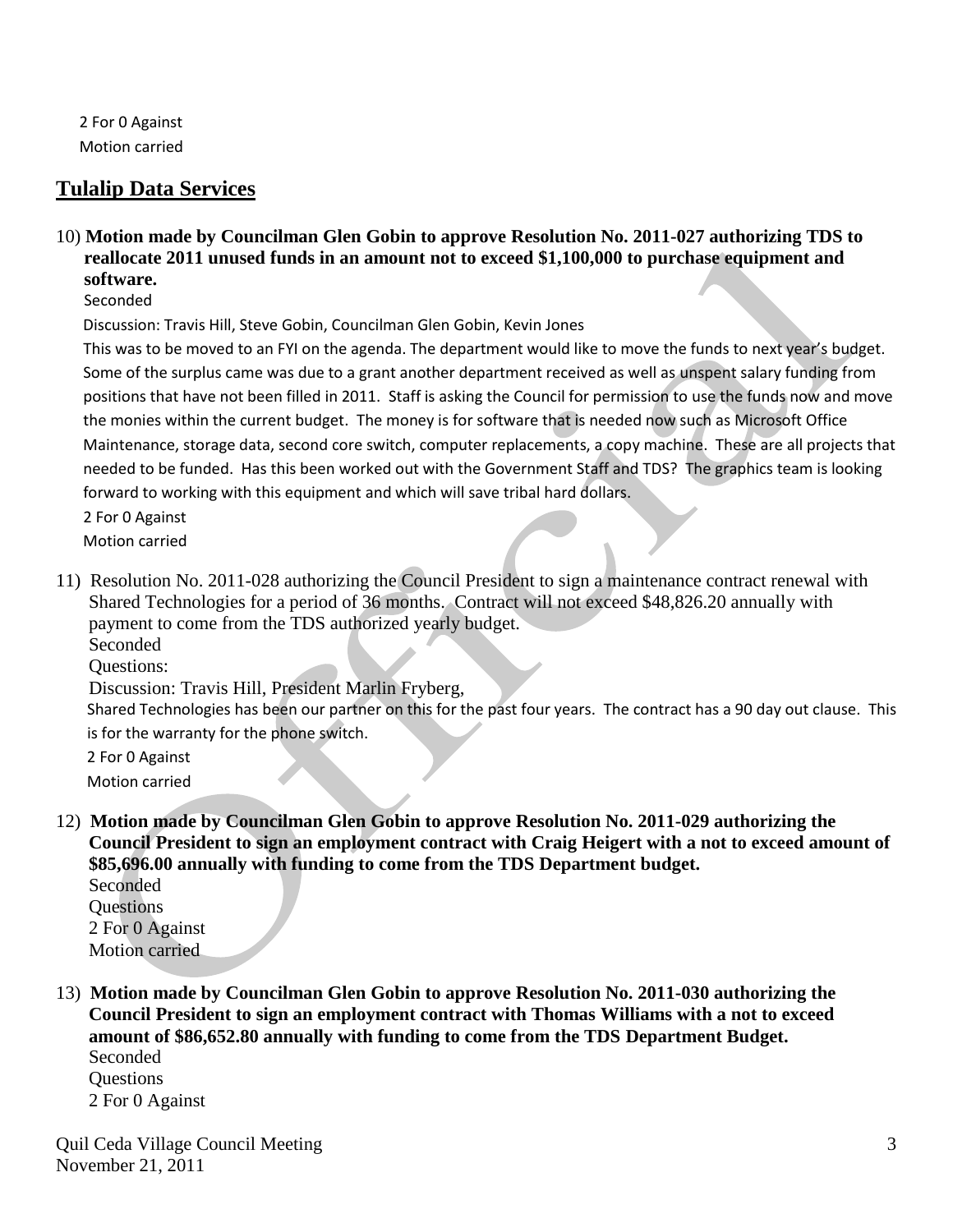2 For 0 Against
Motion carried

## Tulalip Data Services

10) **Motion made by Councilman Glen Gobin to approve Resolution No. 2011-027 authorizing TDS to reallocate 2011 unused funds in an amount not to exceed $1,100,000 to purchase equipment and software.**
Seconded
Discussion: Travis Hill, Steve Gobin, Councilman Glen Gobin, Kevin Jones
This was to be moved to an FYI on the agenda. The department would like to move the funds to next year's budget. Some of the surplus came was due to a grant another department received as well as unspent salary funding from positions that have not been filled in 2011. Staff is asking the Council for permission to use the funds now and move the monies within the current budget. The money is for software that is needed now such as Microsoft Office Maintenance, storage data, second core switch, computer replacements, a copy machine. These are all projects that needed to be funded. Has this been worked out with the Government Staff and TDS? The graphics team is looking forward to working with this equipment and which will save tribal hard dollars.
2 For 0 Against
Motion carried

11) Resolution No. 2011-028 authorizing the Council President to sign a maintenance contract renewal with Shared Technologies for a period of 36 months. Contract will not exceed $48,826.20 annually with payment to come from the TDS authorized yearly budget.
Seconded
Questions:
Discussion: Travis Hill, President Marlin Fryberg,
Shared Technologies has been our partner on this for the past four years. The contract has a 90 day out clause. This is for the warranty for the phone switch.
2 For 0 Against
Motion carried

12) **Motion made by Councilman Glen Gobin to approve Resolution No. 2011-029 authorizing the Council President to sign an employment contract with Craig Heigert with a not to exceed amount of $85,696.00 annually with funding to come from the TDS Department budget.**
Seconded
Questions
2 For 0 Against
Motion carried

13) **Motion made by Councilman Glen Gobin to approve Resolution No. 2011-030 authorizing the Council President to sign an employment contract with Thomas Williams with a not to exceed amount of $86,652.80 annually with funding to come from the TDS Department Budget.**
Seconded
Questions
2 For 0 Against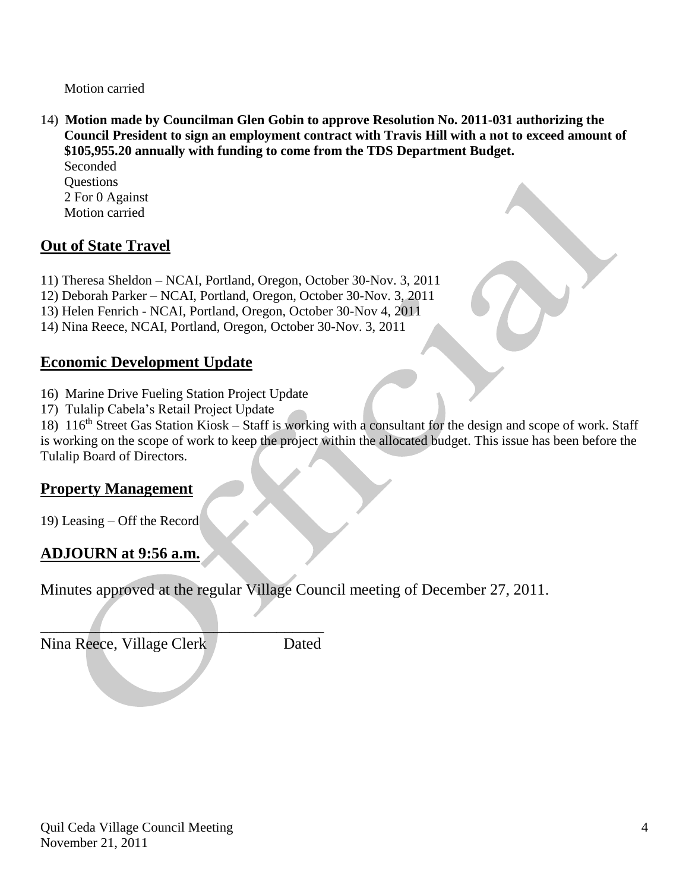Motion carried

14) **Motion made by Councilman Glen Gobin to approve Resolution No. 2011-031 authorizing the Council President to sign an employment contract with Travis Hill with a not to exceed amount of $105,955.20 annually with funding to come from the TDS Department Budget.**
Seconded
Questions
2 For 0 Against
Motion carried

## Out of State Travel

11) Theresa Sheldon – NCAI, Portland, Oregon, October 30-Nov. 3, 2011
12) Deborah Parker – NCAI, Portland, Oregon, October 30-Nov. 3, 2011
13) Helen Fenrich - NCAI, Portland, Oregon, October 30-Nov 4, 2011
14) Nina Reece, NCAI, Portland, Oregon, October 30-Nov. 3, 2011

## Economic Development Update

16) Marine Drive Fueling Station Project Update
17) Tulalip Cabela's Retail Project Update
18) 116th Street Gas Station Kiosk – Staff is working with a consultant for the design and scope of work. Staff is working on the scope of work to keep the project within the allocated budget. This issue has been before the Tulalip Board of Directors.

## Property Management

19) Leasing – Off the Record

## ADJOURN at 9:56 a.m.

Minutes approved at the regular Village Council meeting of December 27, 2011.

\_\_\_\_\_\_\_\_\_\_\_\_\_\_\_\_\_\_\_\_\_\_\_\_\_\_\_\_\_\_\_\_\_\_\_\_\_\_

Nina Reece, Village Clerk Dated